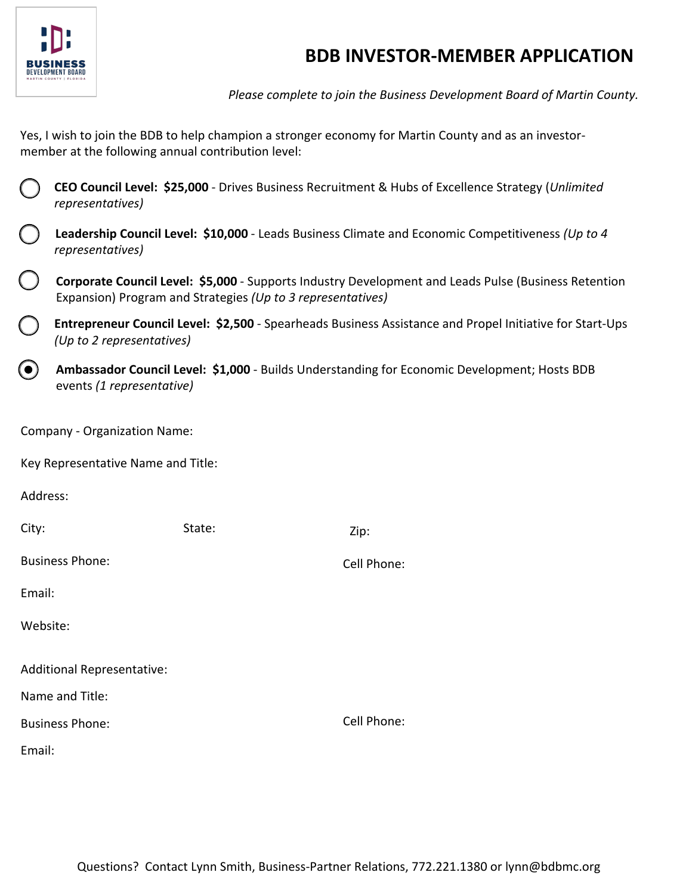# BDB INVESTOR-MEMBER APPLICATION

*Please complete to join the Business Development Board of Martin County.*

Yes, I wish to join the BDB to help champion a stronger economy for Martin County and as an investor-member at the following annual contribution level:

- ○ **CEO Council Level: $25,000** - Drives Business Recruitment & Hubs of Excellence Strategy (*Unlimited representatives)*
- ○ **Leadership Council Level: $10,000** - Leads Business Climate and Economic Competitiveness *(Up to 4 representatives)*
- ○ **Corporate Council Level: $5,000** - Supports Industry Development and Leads Pulse (Business Retention Expansion) Program and Strategies *(Up to 3 representatives)*
- ○ **Entrepreneur Council Level: $2,500** - Spearheads Business Assistance and Propel Initiative for Start-Ups *(Up to 2 representatives)*
- ◉ **Ambassador Council Level: $1,000** - Builds Understanding for Economic Development; Hosts BDB events *(1 representative)*

Company - Organization Name:

Key Representative Name and Title:

Address:

City: State: Zip:

Business Phone: Cell Phone:

Email:

Website:

Additional Representative:

Name and Title:

Business Phone: Cell Phone:

Email:

Questions? Contact Lynn Smith, Business-Partner Relations, 772.221.1380 or lynn@bdbmc.org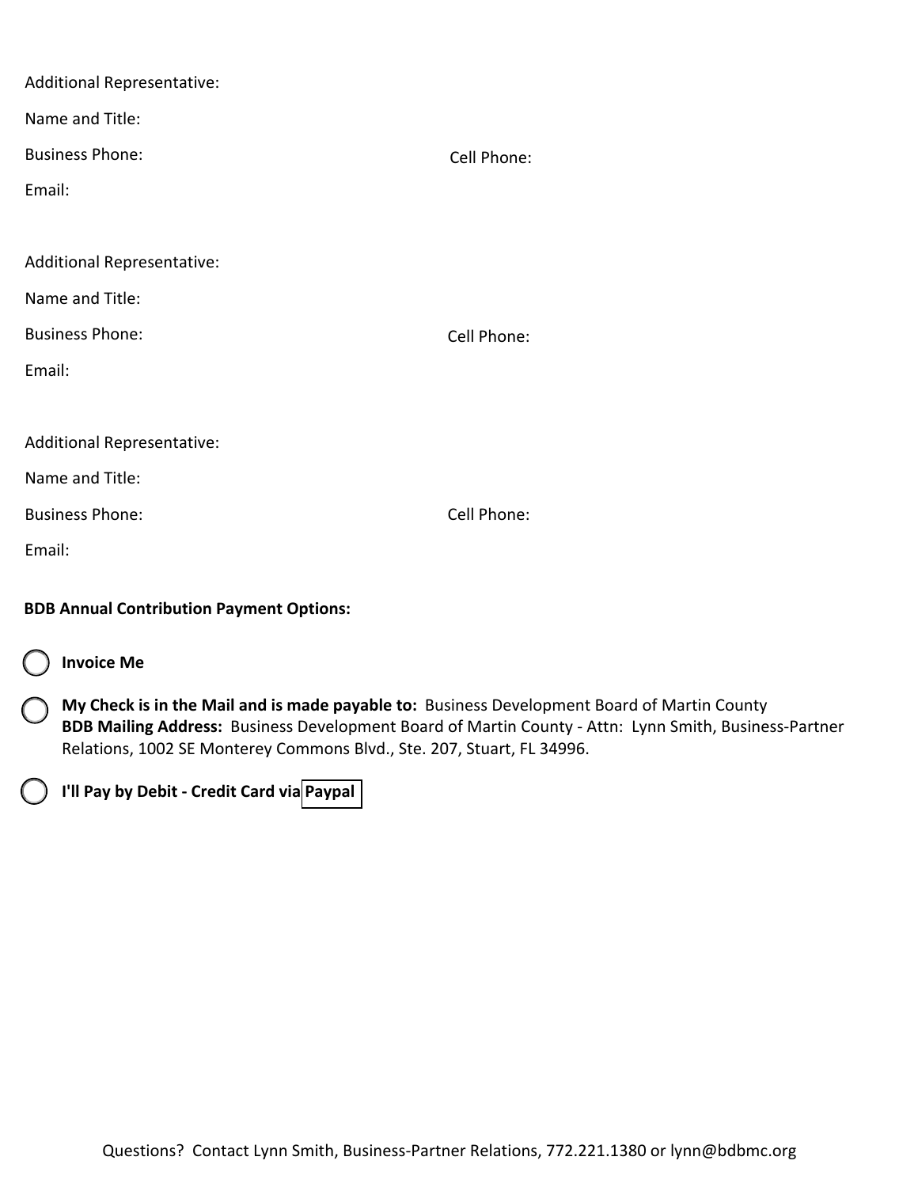Additional Representative:

Name and Title:

Business Phone: Cell Phone:

Email:

Additional Representative:

Name and Title:

Business Phone: Cell Phone:

Email:

Additional Representative:

Name and Title:

Business Phone: Cell Phone:

Email:

**BDB Annual Contribution Payment Options:**

- ◯ **Invoice Me**
- ◯ **My Check is in the Mail and is made payable to:** Business Development Board of Martin County
  **BDB Mailing Address:** Business Development Board of Martin County - Attn: Lynn Smith, Business-Partner Relations, 1002 SE Monterey Commons Blvd., Ste. 207, Stuart, FL 34996.
- ◯ **I'll Pay by Debit - Credit Card via Paypal**

Questions? Contact Lynn Smith, Business-Partner Relations, 772.221.1380 or lynn@bdbmc.org